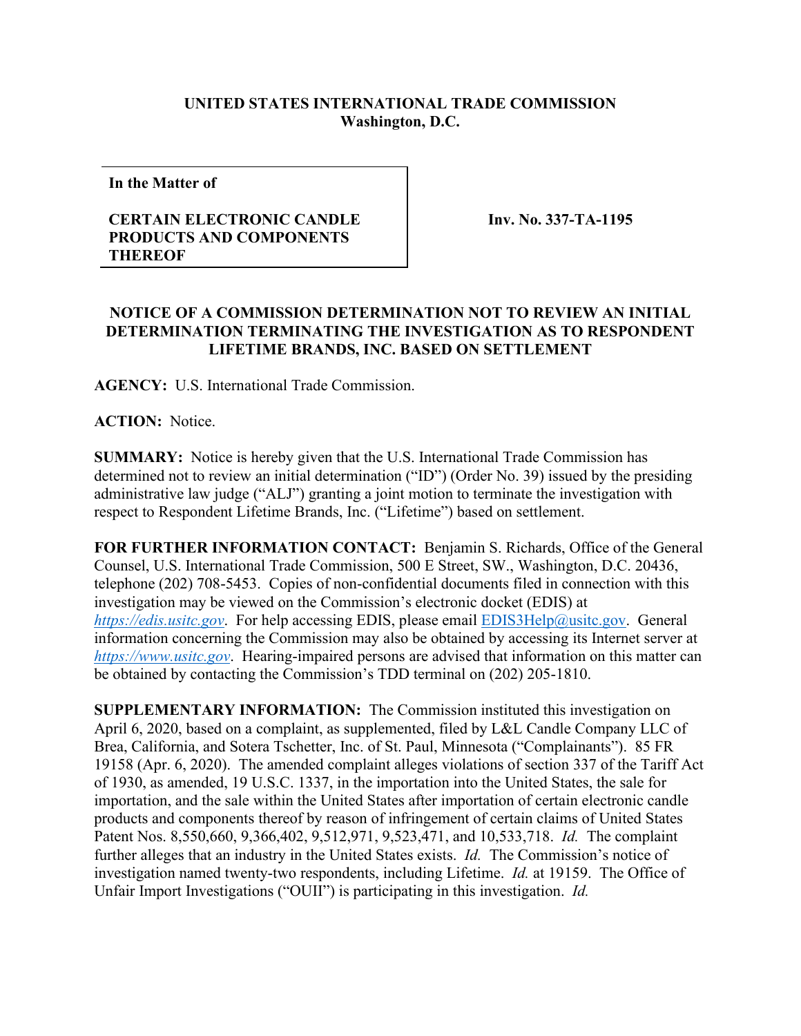**UNITED STATES INTERNATIONAL TRADE COMMISSION**
**Washington, D.C.**

| | |
|---|---|
| **In the Matter of**<br><br>**CERTAIN ELECTRONIC CANDLE PRODUCTS AND COMPONENTS THEREOF** | **Inv. No. 337-TA-1195** |

## NOTICE OF A COMMISSION DETERMINATION NOT TO REVIEW AN INITIAL DETERMINATION TERMINATING THE INVESTIGATION AS TO RESPONDENT LIFETIME BRANDS, INC. BASED ON SETTLEMENT

**AGENCY:** U.S. International Trade Commission.

**ACTION:** Notice.

**SUMMARY:** Notice is hereby given that the U.S. International Trade Commission has determined not to review an initial determination ("ID") (Order No. 39) issued by the presiding administrative law judge ("ALJ") granting a joint motion to terminate the investigation with respect to Respondent Lifetime Brands, Inc. ("Lifetime") based on settlement.

**FOR FURTHER INFORMATION CONTACT:** Benjamin S. Richards, Office of the General Counsel, U.S. International Trade Commission, 500 E Street, SW., Washington, D.C. 20436, telephone (202) 708-5453. Copies of non-confidential documents filed in connection with this investigation may be viewed on the Commission's electronic docket (EDIS) at *https://edis.usitc.gov*. For help accessing EDIS, please email EDIS3Help@usitc.gov. General information concerning the Commission may also be obtained by accessing its Internet server at *https://www.usitc.gov*. Hearing-impaired persons are advised that information on this matter can be obtained by contacting the Commission's TDD terminal on (202) 205-1810.

**SUPPLEMENTARY INFORMATION:** The Commission instituted this investigation on April 6, 2020, based on a complaint, as supplemented, filed by L&L Candle Company LLC of Brea, California, and Sotera Tschetter, Inc. of St. Paul, Minnesota ("Complainants"). 85 FR 19158 (Apr. 6, 2020). The amended complaint alleges violations of section 337 of the Tariff Act of 1930, as amended, 19 U.S.C. 1337, in the importation into the United States, the sale for importation, and the sale within the United States after importation of certain electronic candle products and components thereof by reason of infringement of certain claims of United States Patent Nos. 8,550,660, 9,366,402, 9,512,971, 9,523,471, and 10,533,718. *Id.* The complaint further alleges that an industry in the United States exists. *Id.* The Commission's notice of investigation named twenty-two respondents, including Lifetime. *Id.* at 19159. The Office of Unfair Import Investigations ("OUII") is participating in this investigation. *Id.*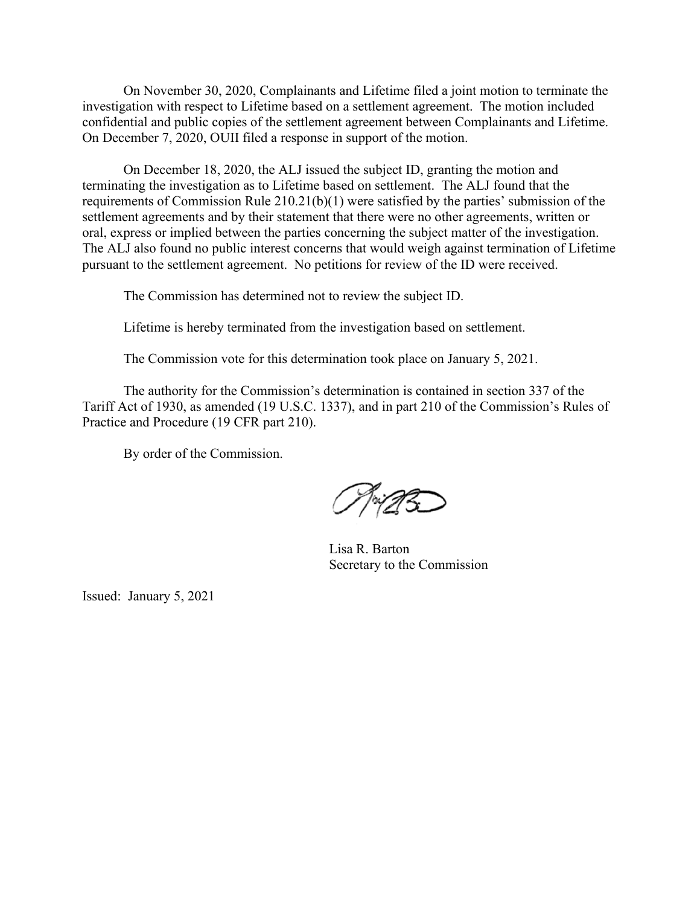On November 30, 2020, Complainants and Lifetime filed a joint motion to terminate the investigation with respect to Lifetime based on a settlement agreement. The motion included confidential and public copies of the settlement agreement between Complainants and Lifetime. On December 7, 2020, OUII filed a response in support of the motion.

On December 18, 2020, the ALJ issued the subject ID, granting the motion and terminating the investigation as to Lifetime based on settlement. The ALJ found that the requirements of Commission Rule 210.21(b)(1) were satisfied by the parties' submission of the settlement agreements and by their statement that there were no other agreements, written or oral, express or implied between the parties concerning the subject matter of the investigation. The ALJ also found no public interest concerns that would weigh against termination of Lifetime pursuant to the settlement agreement. No petitions for review of the ID were received.

The Commission has determined not to review the subject ID.

Lifetime is hereby terminated from the investigation based on settlement.

The Commission vote for this determination took place on January 5, 2021.

The authority for the Commission's determination is contained in section 337 of the Tariff Act of 1930, as amended (19 U.S.C. 1337), and in part 210 of the Commission's Rules of Practice and Procedure (19 CFR part 210).

By order of the Commission.

Lisa R. Barton
Secretary to the Commission

Issued: January 5, 2021